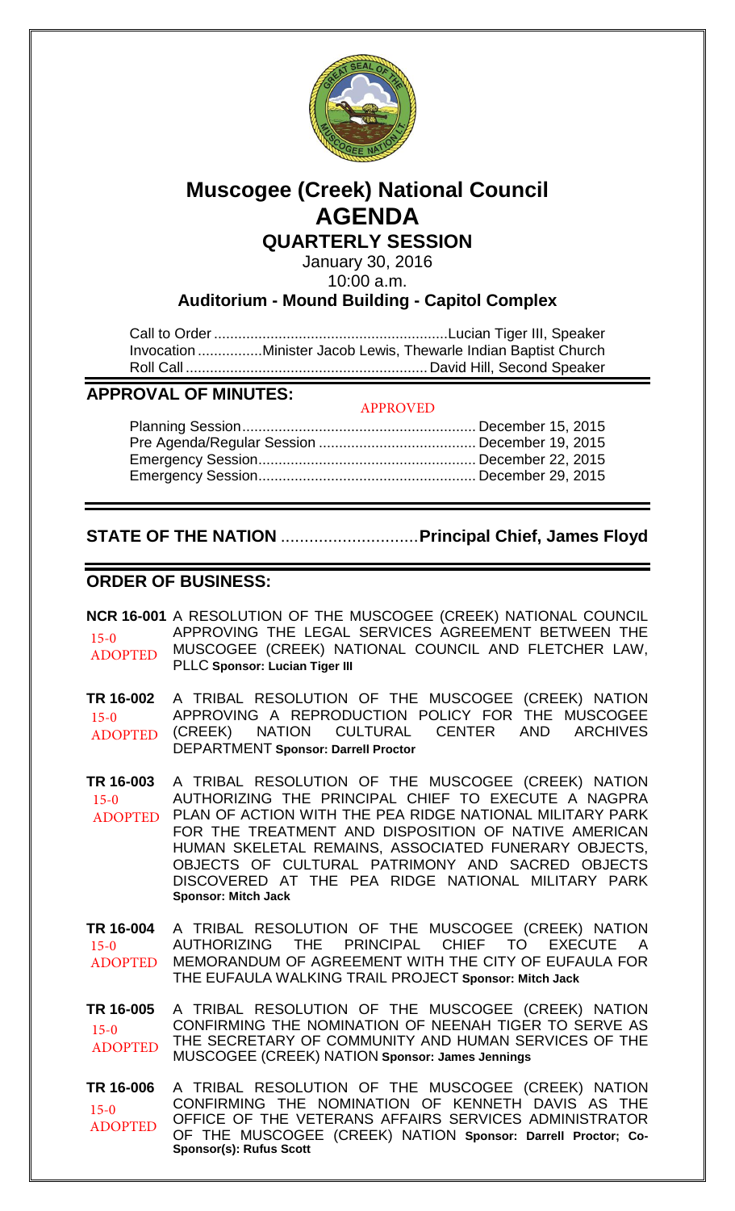# Muscogee (Creek) National Council
# AGENDA
## QUARTERLY SESSION

January 30, 2016
10:00 a.m.

**Auditorium - Mound Building - Capitol Complex**

Call to Order .......................................................... Lucian Tiger III, Speaker
Invocation ................ Minister Jacob Lewis, Thewarle Indian Baptist Church
Roll Call ............................................................ David Hill, Second Speaker

## APPROVAL OF MINUTES:

APPROVED

Planning Session .......................................................... December 15, 2015
Pre Agenda/Regular Session ....................................... December 19, 2015
Emergency Session ...................................................... December 22, 2015
Emergency Session ...................................................... December 29, 2015

## STATE OF THE NATION .............................Principal Chief, James Floyd

## ORDER OF BUSINESS:

**NCR 16-001** A RESOLUTION OF THE MUSCOGEE (CREEK) NATIONAL COUNCIL APPROVING THE LEGAL SERVICES AGREEMENT BETWEEN THE MUSCOGEE (CREEK) NATIONAL COUNCIL AND FLETCHER LAW, PLLC **Sponsor: Lucian Tiger III**
15-0 ADOPTED

**TR 16-002** A TRIBAL RESOLUTION OF THE MUSCOGEE (CREEK) NATION APPROVING A REPRODUCTION POLICY FOR THE MUSCOGEE (CREEK) NATION CULTURAL CENTER AND ARCHIVES DEPARTMENT **Sponsor: Darrell Proctor**
15-0 ADOPTED

**TR 16-003** A TRIBAL RESOLUTION OF THE MUSCOGEE (CREEK) NATION AUTHORIZING THE PRINCIPAL CHIEF TO EXECUTE A NAGPRA PLAN OF ACTION WITH THE PEA RIDGE NATIONAL MILITARY PARK FOR THE TREATMENT AND DISPOSITION OF NATIVE AMERICAN HUMAN SKELETAL REMAINS, ASSOCIATED FUNERARY OBJECTS, OBJECTS OF CULTURAL PATRIMONY AND SACRED OBJECTS DISCOVERED AT THE PEA RIDGE NATIONAL MILITARY PARK **Sponsor: Mitch Jack**
15-0 ADOPTED

**TR 16-004** A TRIBAL RESOLUTION OF THE MUSCOGEE (CREEK) NATION AUTHORIZING THE PRINCIPAL CHIEF TO EXECUTE A MEMORANDUM OF AGREEMENT WITH THE CITY OF EUFAULA FOR THE EUFAULA WALKING TRAIL PROJECT **Sponsor: Mitch Jack**
15-0 ADOPTED

**TR 16-005** A TRIBAL RESOLUTION OF THE MUSCOGEE (CREEK) NATION CONFIRMING THE NOMINATION OF NEENAH TIGER TO SERVE AS THE SECRETARY OF COMMUNITY AND HUMAN SERVICES OF THE MUSCOGEE (CREEK) NATION **Sponsor: James Jennings**
15-0 ADOPTED

**TR 16-006** A TRIBAL RESOLUTION OF THE MUSCOGEE (CREEK) NATION CONFIRMING THE NOMINATION OF KENNETH DAVIS AS THE OFFICE OF THE VETERANS AFFAIRS SERVICES ADMINISTRATOR OF THE MUSCOGEE (CREEK) NATION **Sponsor: Darrell Proctor; Co-Sponsor(s): Rufus Scott**
15-0 ADOPTED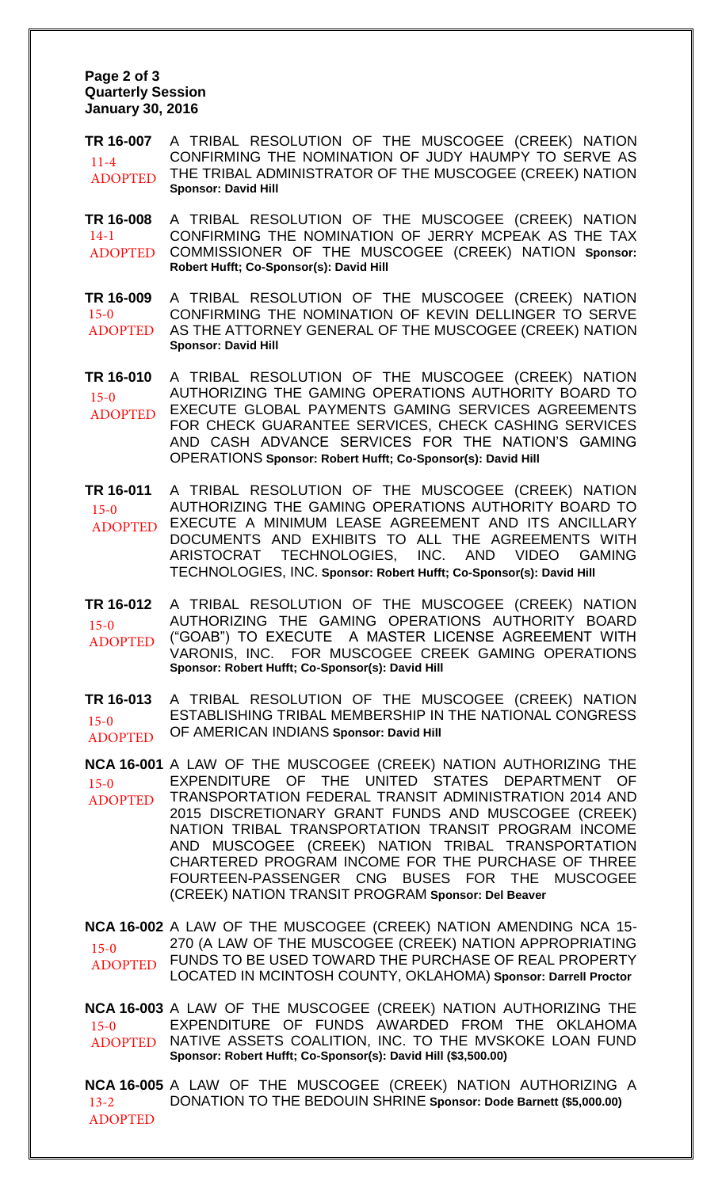**Quarterly Session**
**January 30, 2016**

**TR 16-007** A TRIBAL RESOLUTION OF THE MUSCOGEE (CREEK) NATION CONFIRMING THE NOMINATION OF JUDY HAUMPY TO SERVE AS THE TRIBAL ADMINISTRATOR OF THE MUSCOGEE (CREEK) NATION **Sponsor: David Hill**
11-4
ADOPTED

**TR 16-008** A TRIBAL RESOLUTION OF THE MUSCOGEE (CREEK) NATION CONFIRMING THE NOMINATION OF JERRY MCPEAK AS THE TAX COMMISSIONER OF THE MUSCOGEE (CREEK) NATION **Sponsor: Robert Hufft; Co-Sponsor(s): David Hill**
14-1
ADOPTED

**TR 16-009** A TRIBAL RESOLUTION OF THE MUSCOGEE (CREEK) NATION CONFIRMING THE NOMINATION OF KEVIN DELLINGER TO SERVE AS THE ATTORNEY GENERAL OF THE MUSCOGEE (CREEK) NATION **Sponsor: David Hill**
15-0
ADOPTED

**TR 16-010** A TRIBAL RESOLUTION OF THE MUSCOGEE (CREEK) NATION AUTHORIZING THE GAMING OPERATIONS AUTHORITY BOARD TO EXECUTE GLOBAL PAYMENTS GAMING SERVICES AGREEMENTS FOR CHECK GUARANTEE SERVICES, CHECK CASHING SERVICES AND CASH ADVANCE SERVICES FOR THE NATION'S GAMING OPERATIONS **Sponsor: Robert Hufft; Co-Sponsor(s): David Hill**
15-0
ADOPTED

**TR 16-011** A TRIBAL RESOLUTION OF THE MUSCOGEE (CREEK) NATION AUTHORIZING THE GAMING OPERATIONS AUTHORITY BOARD TO EXECUTE A MINIMUM LEASE AGREEMENT AND ITS ANCILLARY DOCUMENTS AND EXHIBITS TO ALL THE AGREEMENTS WITH ARISTOCRAT TECHNOLOGIES, INC. AND VIDEO GAMING TECHNOLOGIES, INC. **Sponsor: Robert Hufft; Co-Sponsor(s): David Hill**
15-0
ADOPTED

**TR 16-012** A TRIBAL RESOLUTION OF THE MUSCOGEE (CREEK) NATION AUTHORIZING THE GAMING OPERATIONS AUTHORITY BOARD ("GOAB") TO EXECUTE A MASTER LICENSE AGREEMENT WITH VARONIS, INC. FOR MUSCOGEE CREEK GAMING OPERATIONS **Sponsor: Robert Hufft; Co-Sponsor(s): David Hill**
15-0
ADOPTED

**TR 16-013** A TRIBAL RESOLUTION OF THE MUSCOGEE (CREEK) NATION ESTABLISHING TRIBAL MEMBERSHIP IN THE NATIONAL CONGRESS OF AMERICAN INDIANS **Sponsor: David Hill**
15-0
ADOPTED

**NCA 16-001** A LAW OF THE MUSCOGEE (CREEK) NATION AUTHORIZING THE EXPENDITURE OF THE UNITED STATES DEPARTMENT OF TRANSPORTATION FEDERAL TRANSIT ADMINISTRATION 2014 AND 2015 DISCRETIONARY GRANT FUNDS AND MUSCOGEE (CREEK) NATION TRIBAL TRANSPORTATION TRANSIT PROGRAM INCOME AND MUSCOGEE (CREEK) NATION TRIBAL TRANSPORTATION CHARTERED PROGRAM INCOME FOR THE PURCHASE OF THREE FOURTEEN-PASSENGER CNG BUSES FOR THE MUSCOGEE (CREEK) NATION TRANSIT PROGRAM **Sponsor: Del Beaver**
15-0
ADOPTED

**NCA 16-002** A LAW OF THE MUSCOGEE (CREEK) NATION AMENDING NCA 15-270 (A LAW OF THE MUSCOGEE (CREEK) NATION APPROPRIATING FUNDS TO BE USED TOWARD THE PURCHASE OF REAL PROPERTY LOCATED IN MCINTOSH COUNTY, OKLAHOMA) **Sponsor: Darrell Proctor**
15-0
ADOPTED

**NCA 16-003** A LAW OF THE MUSCOGEE (CREEK) NATION AUTHORIZING THE EXPENDITURE OF FUNDS AWARDED FROM THE OKLAHOMA NATIVE ASSETS COALITION, INC. TO THE MVSKOKE LOAN FUND **Sponsor: Robert Hufft; Co-Sponsor(s): David Hill ($3,500.00)**
15-0
ADOPTED

**NCA 16-005** A LAW OF THE MUSCOGEE (CREEK) NATION AUTHORIZING A DONATION TO THE BEDOUIN SHRINE **Sponsor: Dode Barnett ($5,000.00)**
13-2
ADOPTED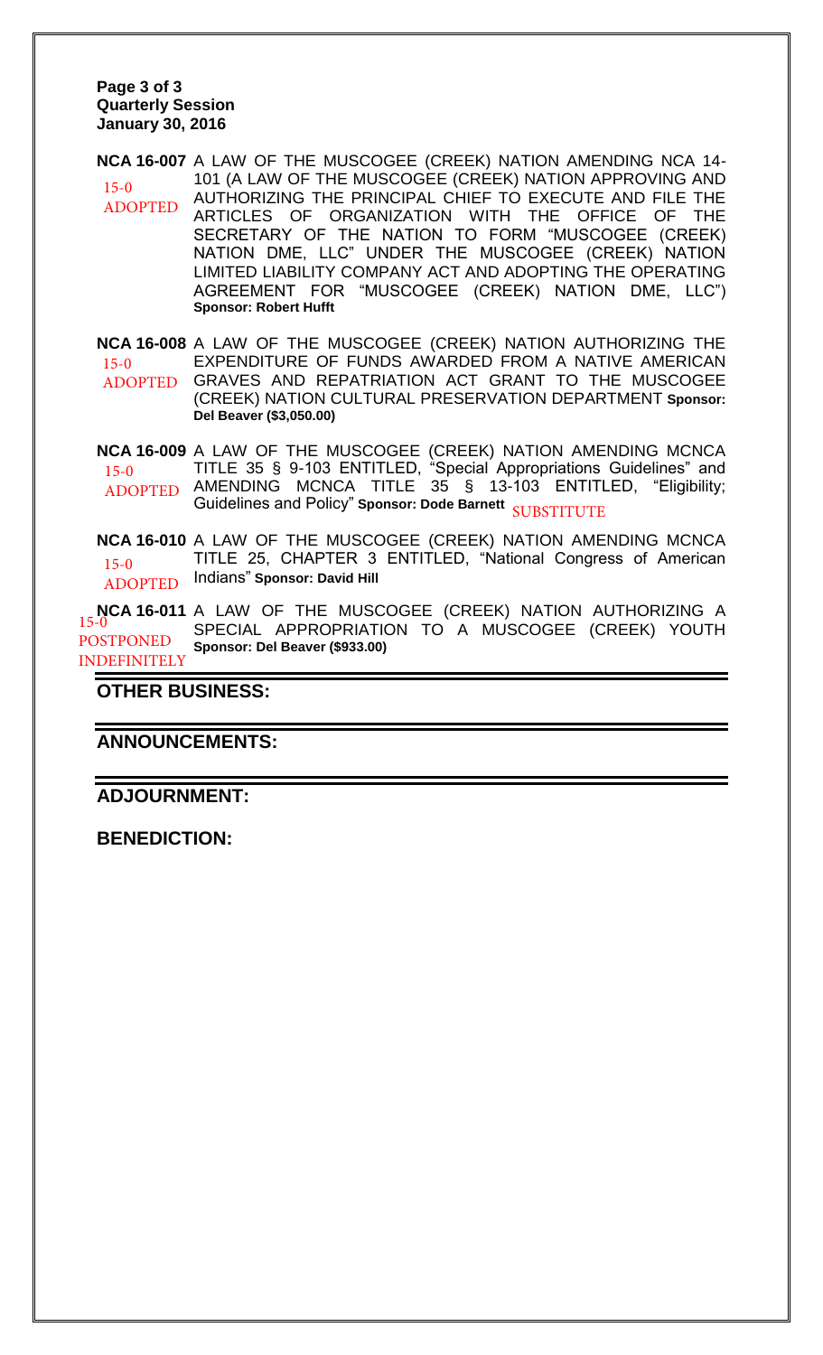**Page 3 of 3**
**Quarterly Session**
**January 30, 2016**

**NCA 16-007** A LAW OF THE MUSCOGEE (CREEK) NATION AMENDING NCA 14-101 (A LAW OF THE MUSCOGEE (CREEK) NATION APPROVING AND AUTHORIZING THE PRINCIPAL CHIEF TO EXECUTE AND FILE THE ARTICLES OF ORGANIZATION WITH THE OFFICE OF THE SECRETARY OF THE NATION TO FORM "MUSCOGEE (CREEK) NATION DME, LLC" UNDER THE MUSCOGEE (CREEK) NATION LIMITED LIABILITY COMPANY ACT AND ADOPTING THE OPERATING AGREEMENT FOR "MUSCOGEE (CREEK) NATION DME, LLC") **Sponsor: Robert Hufft**
15-0 ADOPTED

**NCA 16-008** A LAW OF THE MUSCOGEE (CREEK) NATION AUTHORIZING THE EXPENDITURE OF FUNDS AWARDED FROM A NATIVE AMERICAN GRAVES AND REPATRIATION ACT GRANT TO THE MUSCOGEE (CREEK) NATION CULTURAL PRESERVATION DEPARTMENT **Sponsor: Del Beaver ($3,050.00)**
15-0 ADOPTED

**NCA 16-009** A LAW OF THE MUSCOGEE (CREEK) NATION AMENDING MCNCA TITLE 35 § 9-103 ENTITLED, "Special Appropriations Guidelines" and AMENDING MCNCA TITLE 35 § 13-103 ENTITLED, "Eligibility; Guidelines and Policy" **Sponsor: Dode Barnett** SUBSTITUTE
15-0 ADOPTED

**NCA 16-010** A LAW OF THE MUSCOGEE (CREEK) NATION AMENDING MCNCA TITLE 25, CHAPTER 3 ENTITLED, "National Congress of American Indians" **Sponsor: David Hill**
15-0 ADOPTED

**NCA 16-011** A LAW OF THE MUSCOGEE (CREEK) NATION AUTHORIZING A SPECIAL APPROPRIATION TO A MUSCOGEE (CREEK) YOUTH **Sponsor: Del Beaver ($933.00)**
15-0 POSTPONED INDEFINITELY

## OTHER BUSINESS:

## ANNOUNCEMENTS:

## ADJOURNMENT:

## BENEDICTION: